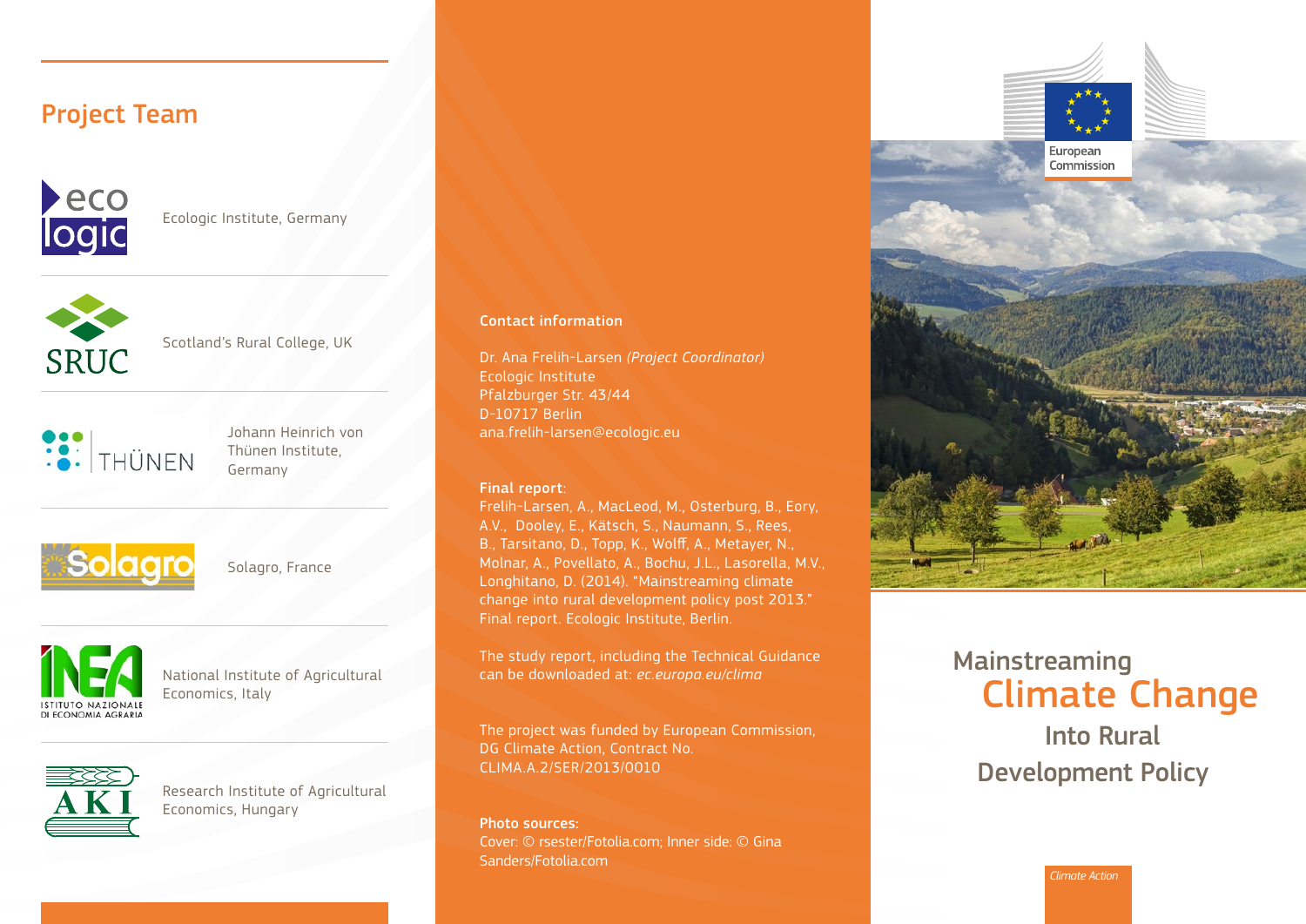## Project Team

Ecologic Institute, Germany

Scotland's Rural College, UK

Johann Heinrich von Thünen Institute, Germany

Solagro, France

National Institute of Agricultural Economics, Italy

Research Institute of Agricultural Economics, Hungary

**Contact information**

Dr. Ana Frelih-Larsen *(Project Coordinator)*
Ecologic Institute
Pfalzburger Str. 43/44
D-10717 Berlin
ana.frelih-larsen@ecologic.eu

**Final report:**
Frelih-Larsen, A., MacLeod, M., Osterburg, B., Eory, A.V., Dooley, E., Kätsch, S., Naumann, S., Rees, B., Tarsitano, D., Topp, K., Wolff, A., Metayer, N., Molnar, A., Povellato, A., Bochu, J.L., Lasorella, M.V., Longhitano, D. (2014). "Mainstreaming climate change into rural development policy post 2013." Final report. Ecologic Institute, Berlin.

The study report, including the Technical Guidance can be downloaded at: *ec.europa.eu/clima*

The project was funded by European Commission, DG Climate Action, Contract No. CLIMA.A.2/SER/2013/0010

**Photo sources:**
Cover: © rsester/Fotolia.com; Inner side: © Gina Sanders/Fotolia.com

European Commission

# Mainstreaming Climate Change Into Rural Development Policy

*Climate Action*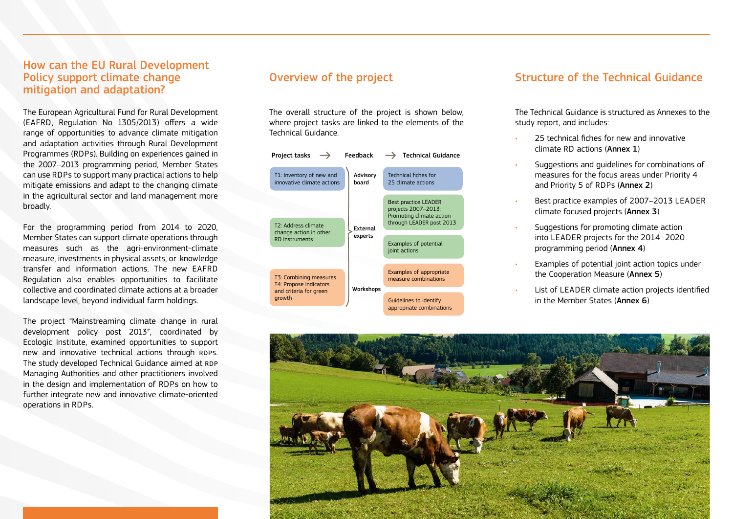## How can the EU Rural Development Policy support climate change mitigation and adaptation?

The European Agricultural Fund for Rural Development (EAFRD, Regulation No 1305/2013) offers a wide range of opportunities to advance climate mitigation and adaptation activities through Rural Development Programmes (RDPs). Building on experiences gained in the 2007–2013 programming period, Member States can use RDPs to support many practical actions to help mitigate emissions and adapt to the changing climate in the agricultural sector and land management more broadly.

For the programming period from 2014 to 2020, Member States can support climate operations through measures such as the agri-environment-climate measure, investments in physical assets, or knowledge transfer and information actions. The new EAFRD Regulation also enables opportunities to facilitate collective and coordinated climate actions at a broader landscape level, beyond individual farm holdings.

The project "Mainstreaming climate change in rural development policy post 2013", coordinated by Ecologic Institute, examined opportunities to support new and innovative technical actions through RDPs. The study developed Technical Guidance aimed at RDP Managing Authorities and other practitioners involved in the design and implementation of RDPs on how to further integrate new and innovative climate-oriented operations in RDPs.

## Overview of the project

The overall structure of the project is shown below, where project tasks are linked to the elements of the Technical Guidance.

Project tasks → Feedback → Technical Guidance

T1: Inventory of new and innovative climate actions

T2: Address climate change action in other RD instruments

T3: Combining measures
T4: Propose indicators and criteria for green growth

Advisory board

External experts

Workshops

Technical fiches for 25 climate actions

Best practice LEADER projects 2007–2013; Promoting climate action through LEADER post 2013

Examples of potential joint actions

Examples of appropriate measure combinations

Guidelines to identify appropriate combinations

## Structure of the Technical Guidance

The Technical Guidance is structured as Annexes to the study report, and includes:

- 25 technical fiches for new and innovative climate RD actions (**Annex 1**)
- Suggestions and guidelines for combinations of measures for the focus areas under Priority 4 and Priority 5 of RDPs (**Annex 2**)
- Best practice examples of 2007–2013 LEADER climate focused projects (**Annex 3**)
- Suggestions for promoting climate action into LEADER projects for the 2014–2020 programming period (**Annex 4**)
- Examples of potential joint action topics under the Cooperation Measure (**Annex 5**)
- List of LEADER climate action projects identified in the Member States (**Annex 6**)